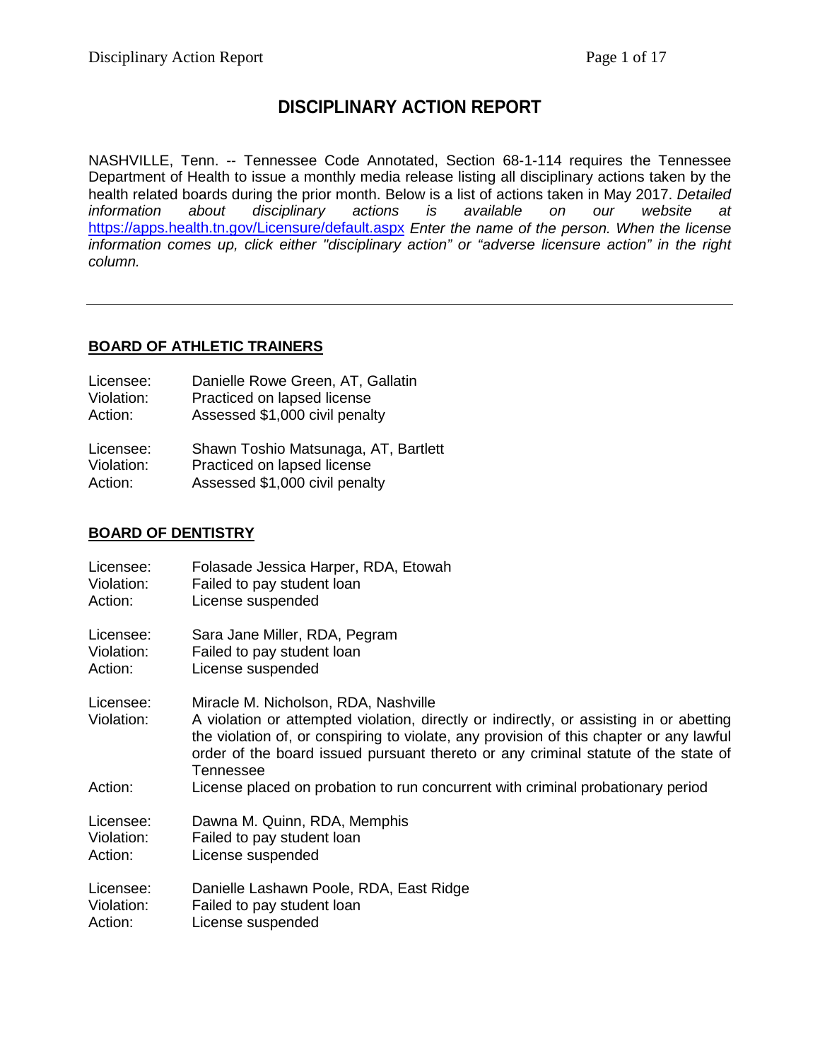# DISCIPLINARY ACTION REPORT

NASHVILLE, Tenn. -- Tennessee Code Annotated, Section 68-1-114 requires the Tennessee Department of Health to issue a monthly media release listing all disciplinary actions taken by the health related boards during the prior month. Below is a list of actions taken in May 2017. *Detailed information about disciplinary actions is available on our website at* https://apps.health.tn.gov/Licensure/default.aspx *Enter the name of the person. When the license information comes up, click either "disciplinary action" or "adverse licensure action" in the right column.*

---

## BOARD OF ATHLETIC TRAINERS

Licensee: Danielle Rowe Green, AT, Gallatin
Violation: Practiced on lapsed license
Action: Assessed $1,000 civil penalty

Licensee: Shawn Toshio Matsunaga, AT, Bartlett
Violation: Practiced on lapsed license
Action: Assessed $1,000 civil penalty

## BOARD OF DENTISTRY

Licensee: Folasade Jessica Harper, RDA, Etowah
Violation: Failed to pay student loan
Action: License suspended

Licensee: Sara Jane Miller, RDA, Pegram
Violation: Failed to pay student loan
Action: License suspended

Licensee: Miracle M. Nicholson, RDA, Nashville
Violation: A violation or attempted violation, directly or indirectly, or assisting in or abetting the violation of, or conspiring to violate, any provision of this chapter or any lawful order of the board issued pursuant thereto or any criminal statute of the state of Tennessee
Action: License placed on probation to run concurrent with criminal probationary period

Licensee: Dawna M. Quinn, RDA, Memphis
Violation: Failed to pay student loan
Action: License suspended

Licensee: Danielle Lashawn Poole, RDA, East Ridge
Violation: Failed to pay student loan
Action: License suspended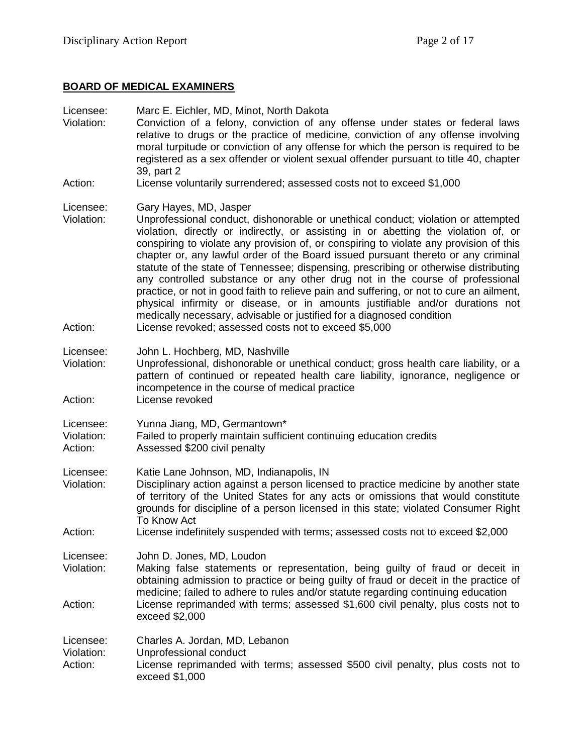## BOARD OF MEDICAL EXAMINERS

Licensee: Marc E. Eichler, MD, Minot, North Dakota
Violation: Conviction of a felony, conviction of any offense under states or federal laws relative to drugs or the practice of medicine, conviction of any offense involving moral turpitude or conviction of any offense for which the person is required to be registered as a sex offender or violent sexual offender pursuant to title 40, chapter 39, part 2
Action: License voluntarily surrendered; assessed costs not to exceed $1,000

Licensee: Gary Hayes, MD, Jasper
Violation: Unprofessional conduct, dishonorable or unethical conduct; violation or attempted violation, directly or indirectly, or assisting in or abetting the violation of, or conspiring to violate any provision of, or conspiring to violate any provision of this chapter or, any lawful order of the Board issued pursuant thereto or any criminal statute of the state of Tennessee; dispensing, prescribing or otherwise distributing any controlled substance or any other drug not in the course of professional practice, or not in good faith to relieve pain and suffering, or not to cure an ailment, physical infirmity or disease, or in amounts justifiable and/or durations not medically necessary, advisable or justified for a diagnosed condition
Action: License revoked; assessed costs not to exceed $5,000

Licensee: John L. Hochberg, MD, Nashville
Violation: Unprofessional, dishonorable or unethical conduct; gross health care liability, or a pattern of continued or repeated health care liability, ignorance, negligence or incompetence in the course of medical practice
Action: License revoked

Licensee: Yunna Jiang, MD, Germantown*
Violation: Failed to properly maintain sufficient continuing education credits
Action: Assessed $200 civil penalty

Licensee: Katie Lane Johnson, MD, Indianapolis, IN
Violation: Disciplinary action against a person licensed to practice medicine by another state of territory of the United States for any acts or omissions that would constitute grounds for discipline of a person licensed in this state; violated Consumer Right To Know Act
Action: License indefinitely suspended with terms; assessed costs not to exceed $2,000

Licensee: John D. Jones, MD, Loudon
Violation: Making false statements or representation, being guilty of fraud or deceit in obtaining admission to practice or being guilty of fraud or deceit in the practice of medicine; failed to adhere to rules and/or statute regarding continuing education
Action: License reprimanded with terms; assessed $1,600 civil penalty, plus costs not to exceed $2,000

Licensee: Charles A. Jordan, MD, Lebanon
Violation: Unprofessional conduct
Action: License reprimanded with terms; assessed $500 civil penalty, plus costs not to exceed $1,000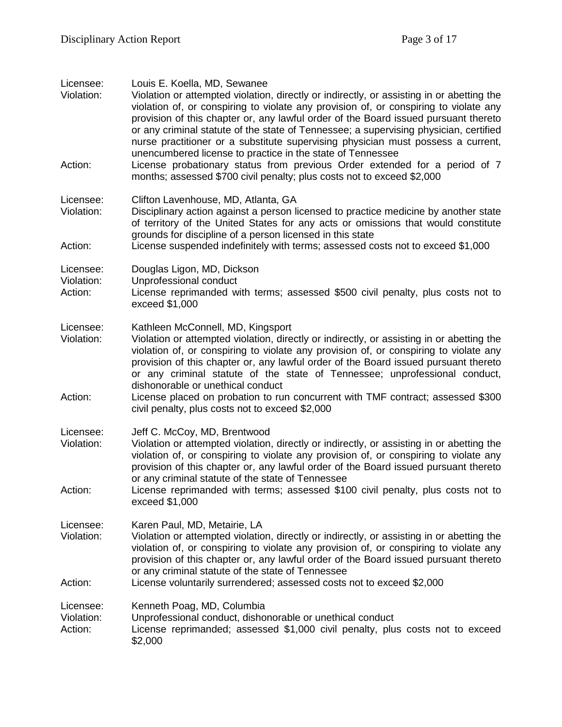Licensee: Louis E. Koella, MD, Sewanee
Violation: Violation or attempted violation, directly or indirectly, or assisting in or abetting the violation of, or conspiring to violate any provision of, or conspiring to violate any provision of this chapter or, any lawful order of the Board issued pursuant thereto or any criminal statute of the state of Tennessee; a supervising physician, certified nurse practitioner or a substitute supervising physician must possess a current, unencumbered license to practice in the state of Tennessee
Action: License probationary status from previous Order extended for a period of 7 months; assessed $700 civil penalty; plus costs not to exceed $2,000

Licensee: Clifton Lavenhouse, MD, Atlanta, GA
Violation: Disciplinary action against a person licensed to practice medicine by another state of territory of the United States for any acts or omissions that would constitute grounds for discipline of a person licensed in this state
Action: License suspended indefinitely with terms; assessed costs not to exceed $1,000

Licensee: Douglas Ligon, MD, Dickson
Violation: Unprofessional conduct
Action: License reprimanded with terms; assessed $500 civil penalty, plus costs not to exceed $1,000

Licensee: Kathleen McConnell, MD, Kingsport
Violation: Violation or attempted violation, directly or indirectly, or assisting in or abetting the violation of, or conspiring to violate any provision of, or conspiring to violate any provision of this chapter or, any lawful order of the Board issued pursuant thereto or any criminal statute of the state of Tennessee; unprofessional conduct, dishonorable or unethical conduct
Action: License placed on probation to run concurrent with TMF contract; assessed $300 civil penalty, plus costs not to exceed $2,000

Licensee: Jeff C. McCoy, MD, Brentwood
Violation: Violation or attempted violation, directly or indirectly, or assisting in or abetting the violation of, or conspiring to violate any provision of, or conspiring to violate any provision of this chapter or, any lawful order of the Board issued pursuant thereto or any criminal statute of the state of Tennessee
Action: License reprimanded with terms; assessed $100 civil penalty, plus costs not to exceed $1,000

Licensee: Karen Paul, MD, Metairie, LA
Violation: Violation or attempted violation, directly or indirectly, or assisting in or abetting the violation of, or conspiring to violate any provision of, or conspiring to violate any provision of this chapter or, any lawful order of the Board issued pursuant thereto or any criminal statute of the state of Tennessee
Action: License voluntarily surrendered; assessed costs not to exceed $2,000

Licensee: Kenneth Poag, MD, Columbia
Violation: Unprofessional conduct, dishonorable or unethical conduct
Action: License reprimanded; assessed $1,000 civil penalty, plus costs not to exceed $2,000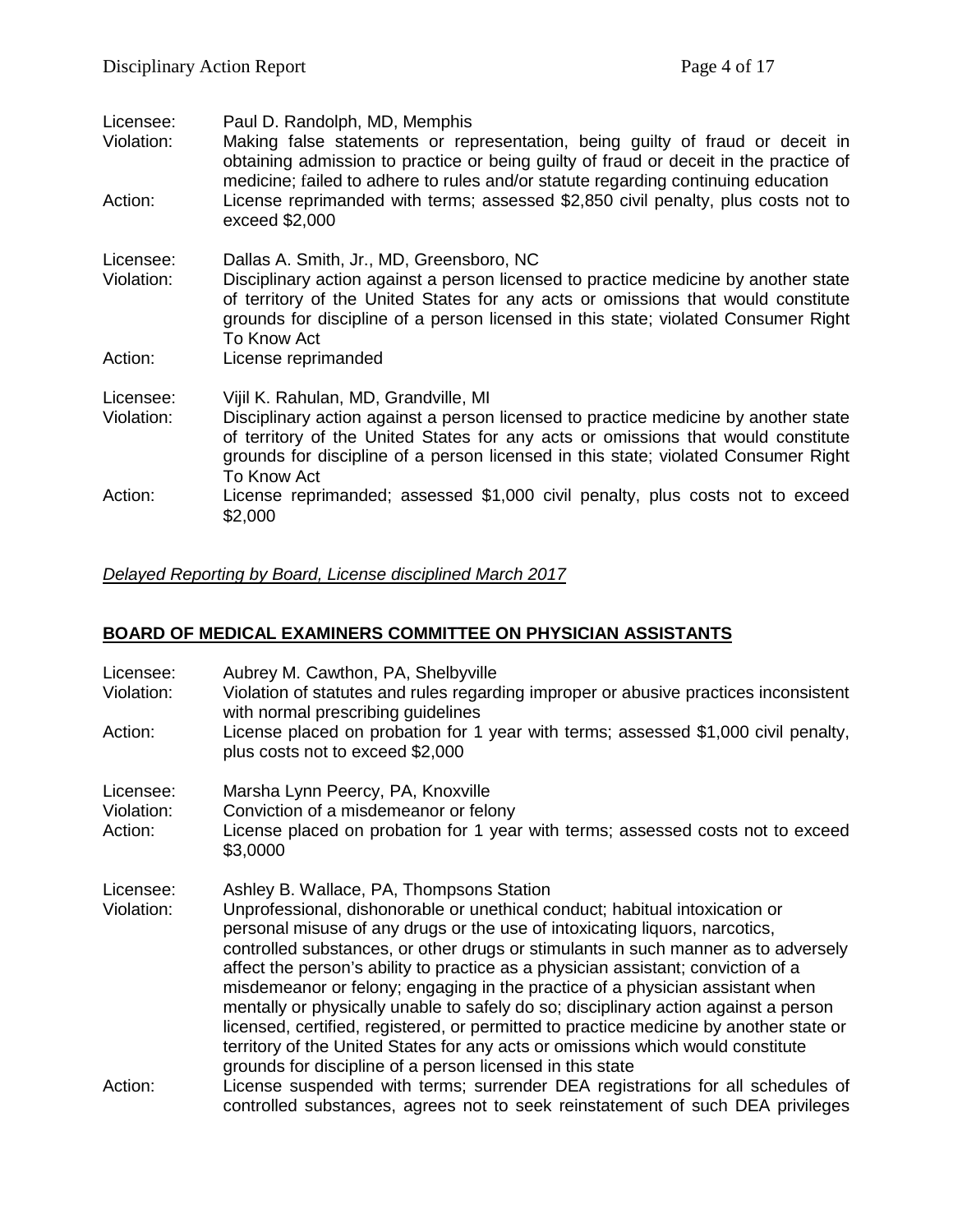Licensee: Paul D. Randolph, MD, Memphis
Violation: Making false statements or representation, being guilty of fraud or deceit in obtaining admission to practice or being guilty of fraud or deceit in the practice of medicine; failed to adhere to rules and/or statute regarding continuing education
Action: License reprimanded with terms; assessed $2,850 civil penalty, plus costs not to exceed $2,000

Licensee: Dallas A. Smith, Jr., MD, Greensboro, NC
Violation: Disciplinary action against a person licensed to practice medicine by another state of territory of the United States for any acts or omissions that would constitute grounds for discipline of a person licensed in this state; violated Consumer Right To Know Act
Action: License reprimanded

Licensee: Vijil K. Rahulan, MD, Grandville, MI
Violation: Disciplinary action against a person licensed to practice medicine by another state of territory of the United States for any acts or omissions that would constitute grounds for discipline of a person licensed in this state; violated Consumer Right To Know Act
Action: License reprimanded; assessed $1,000 civil penalty, plus costs not to exceed $2,000

*Delayed Reporting by Board, License disciplined March 2017*

## BOARD OF MEDICAL EXAMINERS COMMITTEE ON PHYSICIAN ASSISTANTS

Licensee: Aubrey M. Cawthon, PA, Shelbyville
Violation: Violation of statutes and rules regarding improper or abusive practices inconsistent with normal prescribing guidelines
Action: License placed on probation for 1 year with terms; assessed $1,000 civil penalty, plus costs not to exceed $2,000

Licensee: Marsha Lynn Peercy, PA, Knoxville
Violation: Conviction of a misdemeanor or felony
Action: License placed on probation for 1 year with terms; assessed costs not to exceed $3,0000

Licensee: Ashley B. Wallace, PA, Thompsons Station
Violation: Unprofessional, dishonorable or unethical conduct; habitual intoxication or personal misuse of any drugs or the use of intoxicating liquors, narcotics, controlled substances, or other drugs or stimulants in such manner as to adversely affect the person's ability to practice as a physician assistant; conviction of a misdemeanor or felony; engaging in the practice of a physician assistant when mentally or physically unable to safely do so; disciplinary action against a person licensed, certified, registered, or permitted to practice medicine by another state or territory of the United States for any acts or omissions which would constitute grounds for discipline of a person licensed in this state
Action: License suspended with terms; surrender DEA registrations for all schedules of controlled substances, agrees not to seek reinstatement of such DEA privileges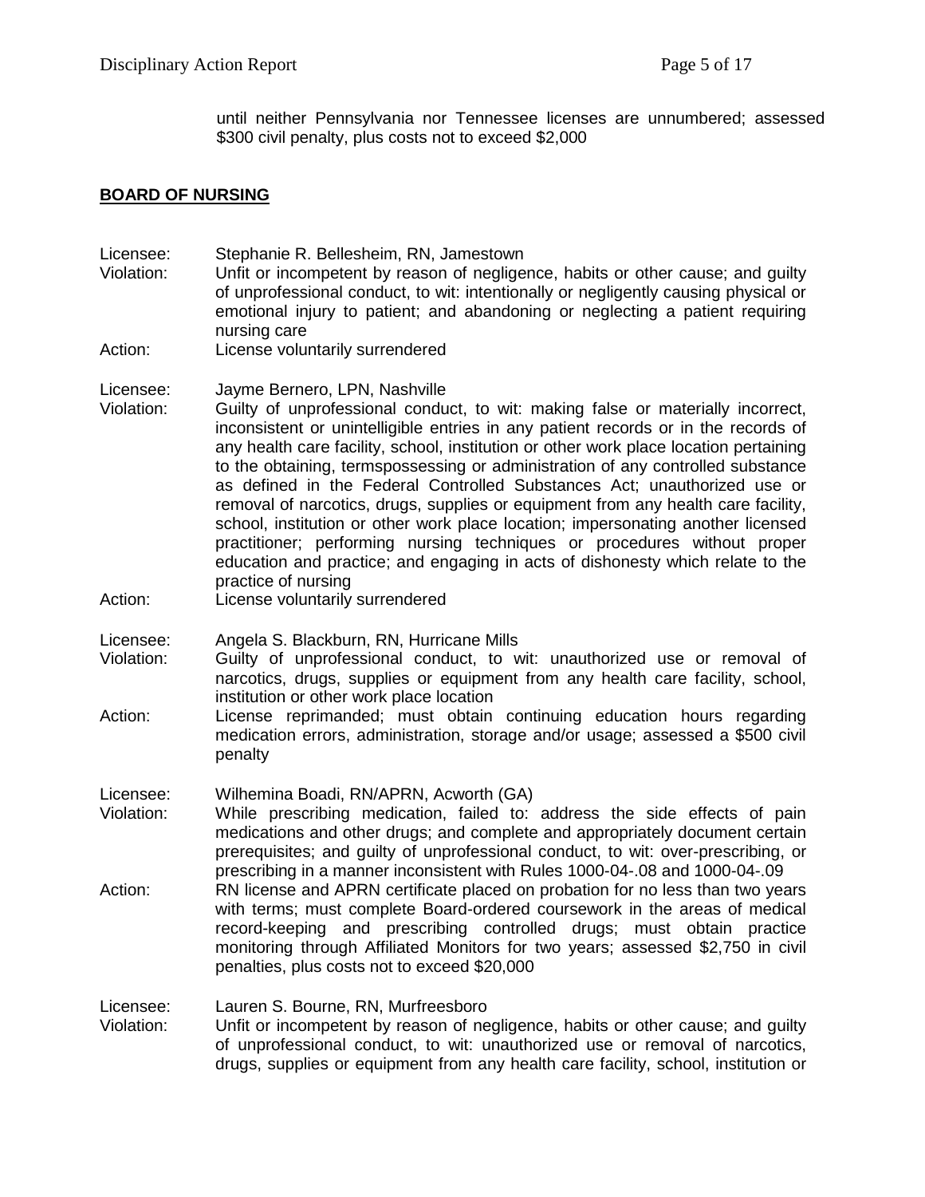until neither Pennsylvania nor Tennessee licenses are unnumbered; assessed $300 civil penalty, plus costs not to exceed $2,000

## BOARD OF NURSING

Licensee: Stephanie R. Bellesheim, RN, Jamestown
Violation: Unfit or incompetent by reason of negligence, habits or other cause; and guilty of unprofessional conduct, to wit: intentionally or negligently causing physical or emotional injury to patient; and abandoning or neglecting a patient requiring nursing care
Action: License voluntarily surrendered

Licensee: Jayme Bernero, LPN, Nashville
Violation: Guilty of unprofessional conduct, to wit: making false or materially incorrect, inconsistent or unintelligible entries in any patient records or in the records of any health care facility, school, institution or other work place location pertaining to the obtaining, termspossessing or administration of any controlled substance as defined in the Federal Controlled Substances Act; unauthorized use or removal of narcotics, drugs, supplies or equipment from any health care facility, school, institution or other work place location; impersonating another licensed practitioner; performing nursing techniques or procedures without proper education and practice; and engaging in acts of dishonesty which relate to the practice of nursing
Action: License voluntarily surrendered

Licensee: Angela S. Blackburn, RN, Hurricane Mills
Violation: Guilty of unprofessional conduct, to wit: unauthorized use or removal of narcotics, drugs, supplies or equipment from any health care facility, school, institution or other work place location
Action: License reprimanded; must obtain continuing education hours regarding medication errors, administration, storage and/or usage; assessed a $500 civil penalty

Licensee: Wilhemina Boadi, RN/APRN, Acworth (GA)
Violation: While prescribing medication, failed to: address the side effects of pain medications and other drugs; and complete and appropriately document certain prerequisites; and guilty of unprofessional conduct, to wit: over-prescribing, or prescribing in a manner inconsistent with Rules 1000-04-.08 and 1000-04-.09
Action: RN license and APRN certificate placed on probation for no less than two years with terms; must complete Board-ordered coursework in the areas of medical record-keeping and prescribing controlled drugs; must obtain practice monitoring through Affiliated Monitors for two years; assessed $2,750 in civil penalties, plus costs not to exceed $20,000

Licensee: Lauren S. Bourne, RN, Murfreesboro
Violation: Unfit or incompetent by reason of negligence, habits or other cause; and guilty of unprofessional conduct, to wit: unauthorized use or removal of narcotics, drugs, supplies or equipment from any health care facility, school, institution or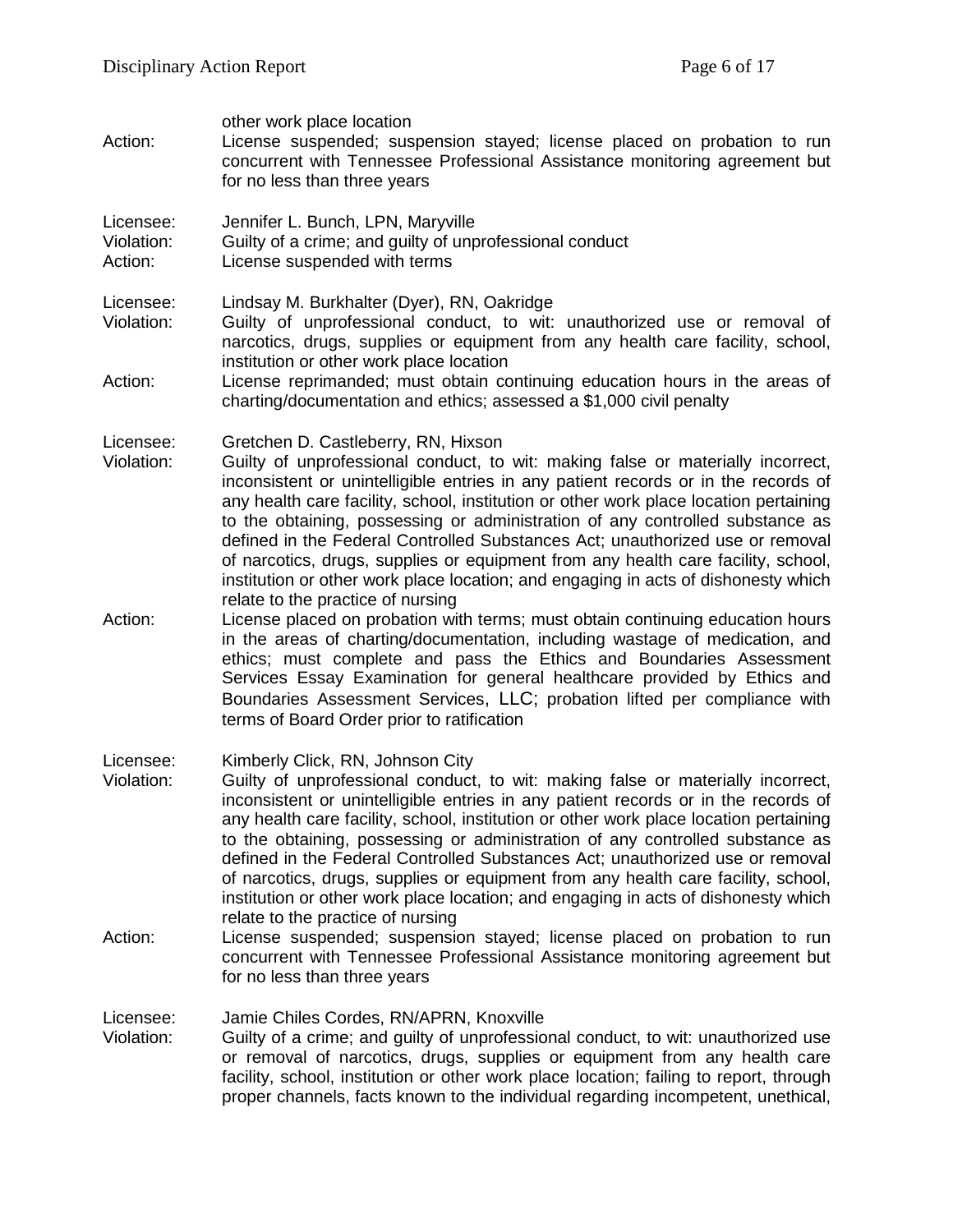other work place location

Action: License suspended; suspension stayed; license placed on probation to run concurrent with Tennessee Professional Assistance monitoring agreement but for no less than three years

Licensee: Jennifer L. Bunch, LPN, Maryville
Violation: Guilty of a crime; and guilty of unprofessional conduct
Action: License suspended with terms

Licensee: Lindsay M. Burkhalter (Dyer), RN, Oakridge
Violation: Guilty of unprofessional conduct, to wit: unauthorized use or removal of narcotics, drugs, supplies or equipment from any health care facility, school, institution or other work place location
Action: License reprimanded; must obtain continuing education hours in the areas of charting/documentation and ethics; assessed a $1,000 civil penalty

Licensee: Gretchen D. Castleberry, RN, Hixson
Violation: Guilty of unprofessional conduct, to wit: making false or materially incorrect, inconsistent or unintelligible entries in any patient records or in the records of any health care facility, school, institution or other work place location pertaining to the obtaining, possessing or administration of any controlled substance as defined in the Federal Controlled Substances Act; unauthorized use or removal of narcotics, drugs, supplies or equipment from any health care facility, school, institution or other work place location; and engaging in acts of dishonesty which relate to the practice of nursing
Action: License placed on probation with terms; must obtain continuing education hours in the areas of charting/documentation, including wastage of medication, and ethics; must complete and pass the Ethics and Boundaries Assessment Services Essay Examination for general healthcare provided by Ethics and Boundaries Assessment Services, LLC; probation lifted per compliance with terms of Board Order prior to ratification

Licensee: Kimberly Click, RN, Johnson City
Violation: Guilty of unprofessional conduct, to wit: making false or materially incorrect, inconsistent or unintelligible entries in any patient records or in the records of any health care facility, school, institution or other work place location pertaining to the obtaining, possessing or administration of any controlled substance as defined in the Federal Controlled Substances Act; unauthorized use or removal of narcotics, drugs, supplies or equipment from any health care facility, school, institution or other work place location; and engaging in acts of dishonesty which relate to the practice of nursing
Action: License suspended; suspension stayed; license placed on probation to run concurrent with Tennessee Professional Assistance monitoring agreement but for no less than three years

Licensee: Jamie Chiles Cordes, RN/APRN, Knoxville
Violation: Guilty of a crime; and guilty of unprofessional conduct, to wit: unauthorized use or removal of narcotics, drugs, supplies or equipment from any health care facility, school, institution or other work place location; failing to report, through proper channels, facts known to the individual regarding incompetent, unethical,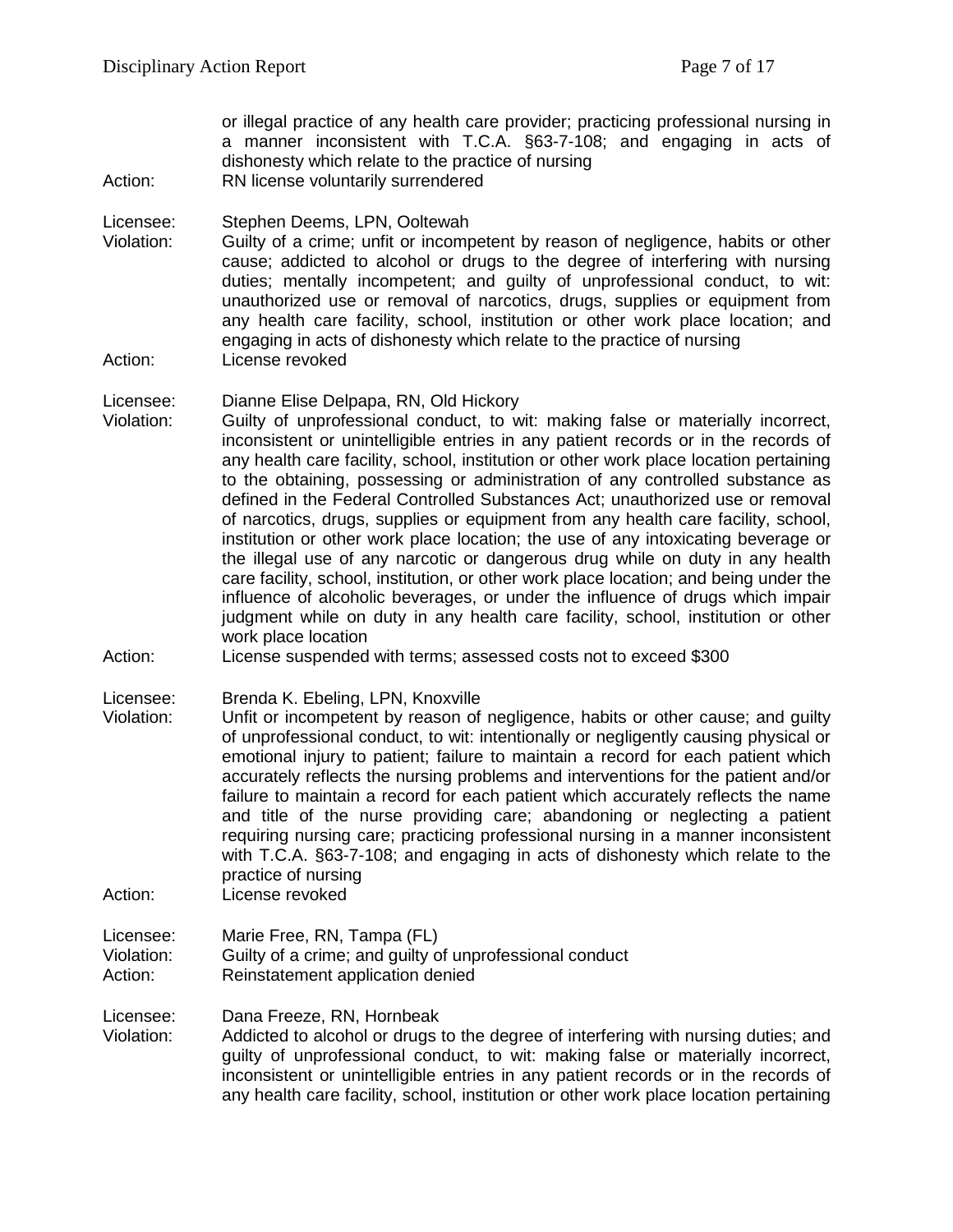or illegal practice of any health care provider; practicing professional nursing in a manner inconsistent with T.C.A. §63-7-108; and engaging in acts of dishonesty which relate to the practice of nursing

Action: RN license voluntarily surrendered

Licensee: Stephen Deems, LPN, Ooltewah

Violation: Guilty of a crime; unfit or incompetent by reason of negligence, habits or other cause; addicted to alcohol or drugs to the degree of interfering with nursing duties; mentally incompetent; and guilty of unprofessional conduct, to wit: unauthorized use or removal of narcotics, drugs, supplies or equipment from any health care facility, school, institution or other work place location; and engaging in acts of dishonesty which relate to the practice of nursing

Action: License revoked

Licensee: Dianne Elise Delpapa, RN, Old Hickory

Violation: Guilty of unprofessional conduct, to wit: making false or materially incorrect, inconsistent or unintelligible entries in any patient records or in the records of any health care facility, school, institution or other work place location pertaining to the obtaining, possessing or administration of any controlled substance as defined in the Federal Controlled Substances Act; unauthorized use or removal of narcotics, drugs, supplies or equipment from any health care facility, school, institution or other work place location; the use of any intoxicating beverage or the illegal use of any narcotic or dangerous drug while on duty in any health care facility, school, institution, or other work place location; and being under the influence of alcoholic beverages, or under the influence of drugs which impair judgment while on duty in any health care facility, school, institution or other work place location

Action: License suspended with terms; assessed costs not to exceed $300

Licensee: Brenda K. Ebeling, LPN, Knoxville

Violation: Unfit or incompetent by reason of negligence, habits or other cause; and guilty of unprofessional conduct, to wit: intentionally or negligently causing physical or emotional injury to patient; failure to maintain a record for each patient which accurately reflects the nursing problems and interventions for the patient and/or failure to maintain a record for each patient which accurately reflects the name and title of the nurse providing care; abandoning or neglecting a patient requiring nursing care; practicing professional nursing in a manner inconsistent with T.C.A. §63-7-108; and engaging in acts of dishonesty which relate to the practice of nursing

Action: License revoked

Licensee: Marie Free, RN, Tampa (FL)

Violation: Guilty of a crime; and guilty of unprofessional conduct

Action: Reinstatement application denied

Licensee: Dana Freeze, RN, Hornbeak

Violation: Addicted to alcohol or drugs to the degree of interfering with nursing duties; and guilty of unprofessional conduct, to wit: making false or materially incorrect, inconsistent or unintelligible entries in any patient records or in the records of any health care facility, school, institution or other work place location pertaining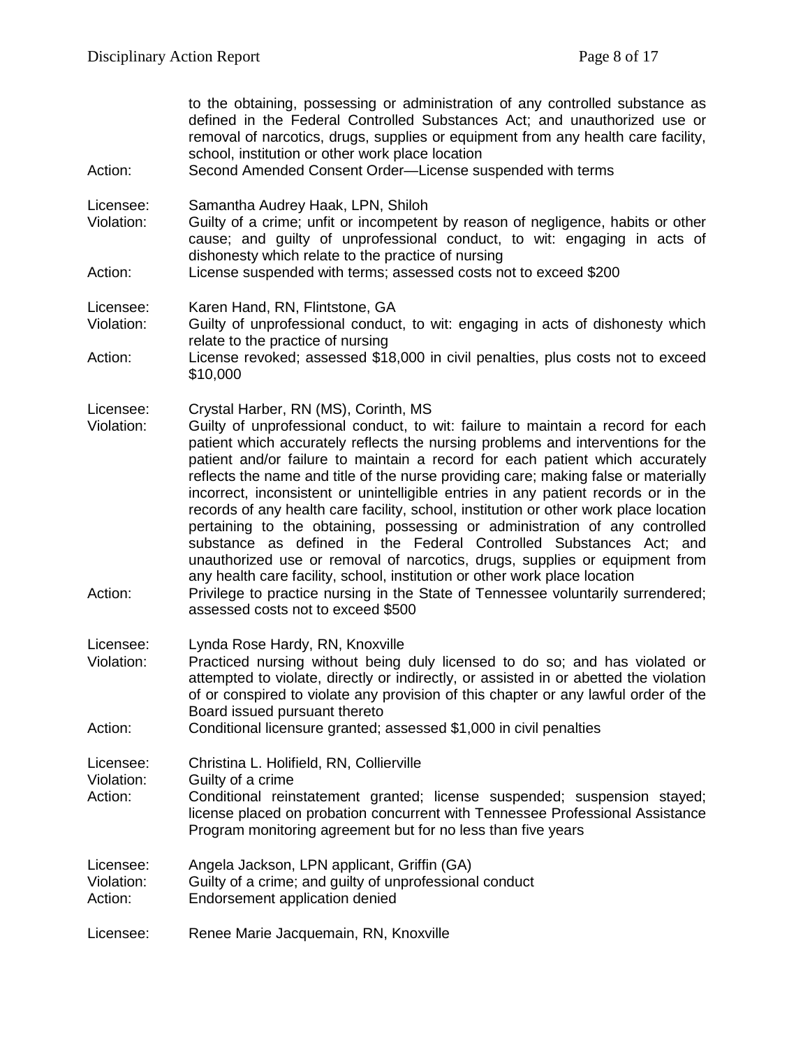to the obtaining, possessing or administration of any controlled substance as defined in the Federal Controlled Substances Act; and unauthorized use or removal of narcotics, drugs, supplies or equipment from any health care facility, school, institution or other work place location

Action: Second Amended Consent Order—License suspended with terms

Licensee: Samantha Audrey Haak, LPN, Shiloh
Violation: Guilty of a crime; unfit or incompetent by reason of negligence, habits or other cause; and guilty of unprofessional conduct, to wit: engaging in acts of dishonesty which relate to the practice of nursing
Action: License suspended with terms; assessed costs not to exceed $200

Licensee: Karen Hand, RN, Flintstone, GA
Violation: Guilty of unprofessional conduct, to wit: engaging in acts of dishonesty which relate to the practice of nursing
Action: License revoked; assessed $18,000 in civil penalties, plus costs not to exceed $10,000

Licensee: Crystal Harber, RN (MS), Corinth, MS
Violation: Guilty of unprofessional conduct, to wit: failure to maintain a record for each patient which accurately reflects the nursing problems and interventions for the patient and/or failure to maintain a record for each patient which accurately reflects the name and title of the nurse providing care; making false or materially incorrect, inconsistent or unintelligible entries in any patient records or in the records of any health care facility, school, institution or other work place location pertaining to the obtaining, possessing or administration of any controlled substance as defined in the Federal Controlled Substances Act; and unauthorized use or removal of narcotics, drugs, supplies or equipment from any health care facility, school, institution or other work place location
Action: Privilege to practice nursing in the State of Tennessee voluntarily surrendered; assessed costs not to exceed $500

Licensee: Lynda Rose Hardy, RN, Knoxville
Violation: Practiced nursing without being duly licensed to do so; and has violated or attempted to violate, directly or indirectly, or assisted in or abetted the violation of or conspired to violate any provision of this chapter or any lawful order of the Board issued pursuant thereto
Action: Conditional licensure granted; assessed $1,000 in civil penalties

Licensee: Christina L. Holifield, RN, Collierville
Violation: Guilty of a crime
Action: Conditional reinstatement granted; license suspended; suspension stayed; license placed on probation concurrent with Tennessee Professional Assistance Program monitoring agreement but for no less than five years

Licensee: Angela Jackson, LPN applicant, Griffin (GA)
Violation: Guilty of a crime; and guilty of unprofessional conduct
Action: Endorsement application denied

Licensee: Renee Marie Jacquemain, RN, Knoxville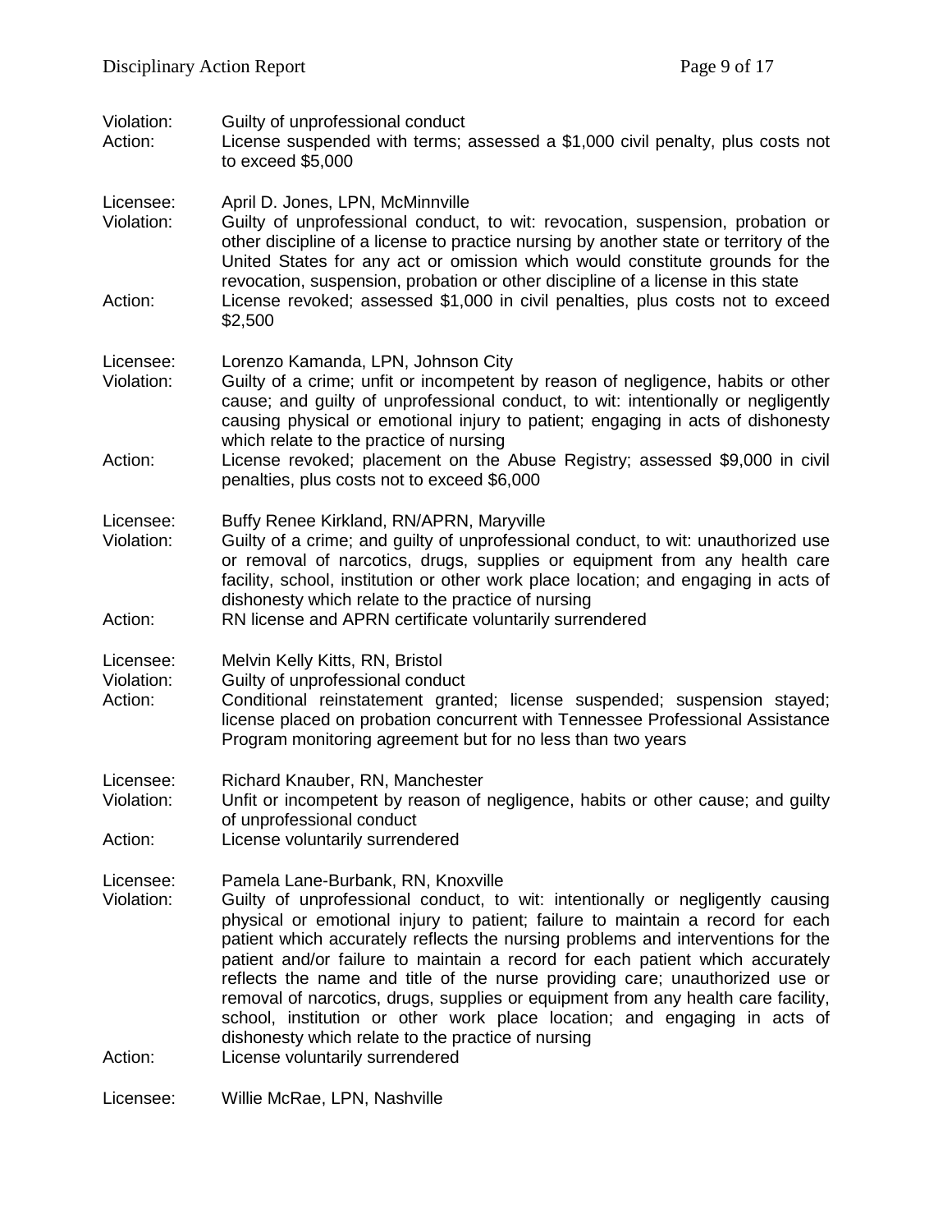Violation: Guilty of unprofessional conduct
Action: License suspended with terms; assessed a $1,000 civil penalty, plus costs not to exceed $5,000

Licensee: April D. Jones, LPN, McMinnville
Violation: Guilty of unprofessional conduct, to wit: revocation, suspension, probation or other discipline of a license to practice nursing by another state or territory of the United States for any act or omission which would constitute grounds for the revocation, suspension, probation or other discipline of a license in this state
Action: License revoked; assessed $1,000 in civil penalties, plus costs not to exceed $2,500

Licensee: Lorenzo Kamanda, LPN, Johnson City
Violation: Guilty of a crime; unfit or incompetent by reason of negligence, habits or other cause; and guilty of unprofessional conduct, to wit: intentionally or negligently causing physical or emotional injury to patient; engaging in acts of dishonesty which relate to the practice of nursing
Action: License revoked; placement on the Abuse Registry; assessed $9,000 in civil penalties, plus costs not to exceed $6,000

Licensee: Buffy Renee Kirkland, RN/APRN, Maryville
Violation: Guilty of a crime; and guilty of unprofessional conduct, to wit: unauthorized use or removal of narcotics, drugs, supplies or equipment from any health care facility, school, institution or other work place location; and engaging in acts of dishonesty which relate to the practice of nursing
Action: RN license and APRN certificate voluntarily surrendered

Licensee: Melvin Kelly Kitts, RN, Bristol
Violation: Guilty of unprofessional conduct
Action: Conditional reinstatement granted; license suspended; suspension stayed; license placed on probation concurrent with Tennessee Professional Assistance Program monitoring agreement but for no less than two years

Licensee: Richard Knauber, RN, Manchester
Violation: Unfit or incompetent by reason of negligence, habits or other cause; and guilty of unprofessional conduct
Action: License voluntarily surrendered

Licensee: Pamela Lane-Burbank, RN, Knoxville
Violation: Guilty of unprofessional conduct, to wit: intentionally or negligently causing physical or emotional injury to patient; failure to maintain a record for each patient which accurately reflects the nursing problems and interventions for the patient and/or failure to maintain a record for each patient which accurately reflects the name and title of the nurse providing care; unauthorized use or removal of narcotics, drugs, supplies or equipment from any health care facility, school, institution or other work place location; and engaging in acts of dishonesty which relate to the practice of nursing
Action: License voluntarily surrendered

Licensee: Willie McRae, LPN, Nashville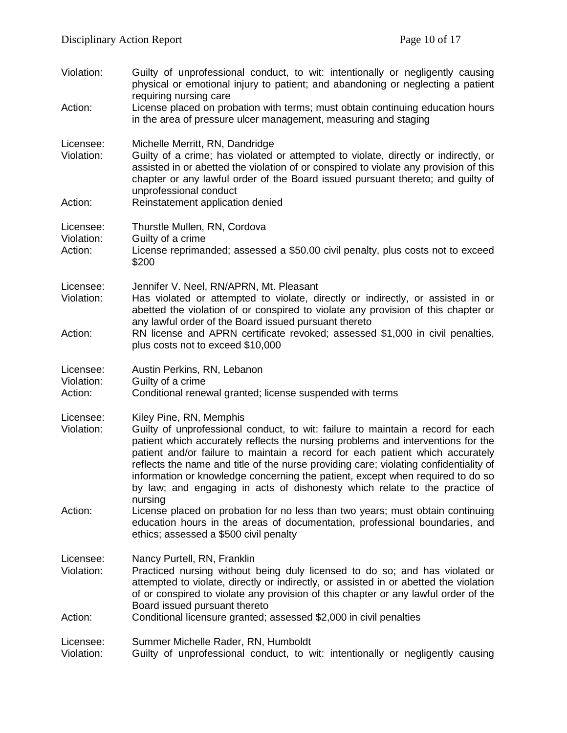Violation: Guilty of unprofessional conduct, to wit: intentionally or negligently causing physical or emotional injury to patient; and abandoning or neglecting a patient requiring nursing care

Action: License placed on probation with terms; must obtain continuing education hours in the area of pressure ulcer management, measuring and staging

Licensee: Michelle Merritt, RN, Dandridge

Violation: Guilty of a crime; has violated or attempted to violate, directly or indirectly, or assisted in or abetted the violation of or conspired to violate any provision of this chapter or any lawful order of the Board issued pursuant thereto; and guilty of unprofessional conduct

Action: Reinstatement application denied

Licensee: Thurstle Mullen, RN, Cordova

Violation: Guilty of a crime

Action: License reprimanded; assessed a $50.00 civil penalty, plus costs not to exceed $200

Licensee: Jennifer V. Neel, RN/APRN, Mt. Pleasant

Violation: Has violated or attempted to violate, directly or indirectly, or assisted in or abetted the violation of or conspired to violate any provision of this chapter or any lawful order of the Board issued pursuant thereto

Action: RN license and APRN certificate revoked; assessed $1,000 in civil penalties, plus costs not to exceed $10,000

Licensee: Austin Perkins, RN, Lebanon

Violation: Guilty of a crime

Action: Conditional renewal granted; license suspended with terms

Licensee: Kiley Pine, RN, Memphis

Violation: Guilty of unprofessional conduct, to wit: failure to maintain a record for each patient which accurately reflects the nursing problems and interventions for the patient and/or failure to maintain a record for each patient which accurately reflects the name and title of the nurse providing care; violating confidentiality of information or knowledge concerning the patient, except when required to do so by law; and engaging in acts of dishonesty which relate to the practice of nursing

Action: License placed on probation for no less than two years; must obtain continuing education hours in the areas of documentation, professional boundaries, and ethics; assessed a $500 civil penalty

Licensee: Nancy Purtell, RN, Franklin

Violation: Practiced nursing without being duly licensed to do so; and has violated or attempted to violate, directly or indirectly, or assisted in or abetted the violation of or conspired to violate any provision of this chapter or any lawful order of the Board issued pursuant thereto

Action: Conditional licensure granted; assessed $2,000 in civil penalties

Licensee: Summer Michelle Rader, RN, Humboldt

Violation: Guilty of unprofessional conduct, to wit: intentionally or negligently causing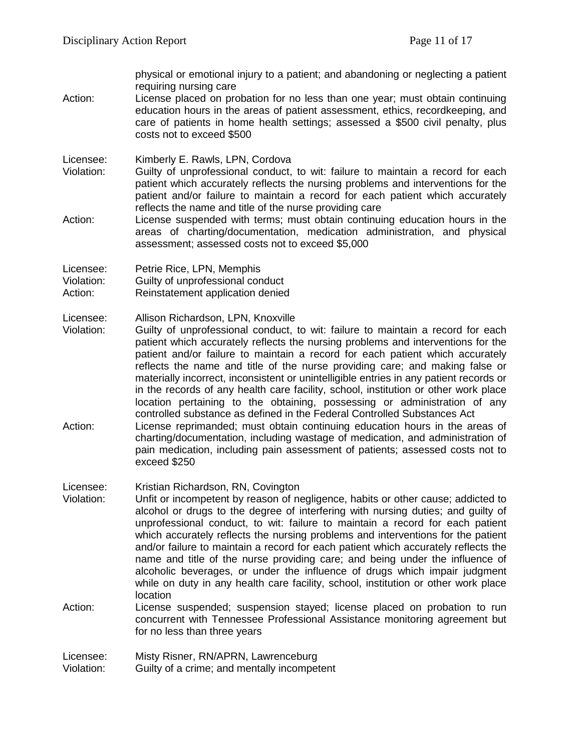physical or emotional injury to a patient; and abandoning or neglecting a patient requiring nursing care

Action: License placed on probation for no less than one year; must obtain continuing education hours in the areas of patient assessment, ethics, recordkeeping, and care of patients in home health settings; assessed a $500 civil penalty, plus costs not to exceed $500

Licensee: Kimberly E. Rawls, LPN, Cordova

Violation: Guilty of unprofessional conduct, to wit: failure to maintain a record for each patient which accurately reflects the nursing problems and interventions for the patient and/or failure to maintain a record for each patient which accurately reflects the name and title of the nurse providing care

Action: License suspended with terms; must obtain continuing education hours in the areas of charting/documentation, medication administration, and physical assessment; assessed costs not to exceed $5,000

Licensee: Petrie Rice, LPN, Memphis

Violation: Guilty of unprofessional conduct

Action: Reinstatement application denied

Licensee: Allison Richardson, LPN, Knoxville

Violation: Guilty of unprofessional conduct, to wit: failure to maintain a record for each patient which accurately reflects the nursing problems and interventions for the patient and/or failure to maintain a record for each patient which accurately reflects the name and title of the nurse providing care; and making false or materially incorrect, inconsistent or unintelligible entries in any patient records or in the records of any health care facility, school, institution or other work place location pertaining to the obtaining, possessing or administration of any controlled substance as defined in the Federal Controlled Substances Act

Action: License reprimanded; must obtain continuing education hours in the areas of charting/documentation, including wastage of medication, and administration of pain medication, including pain assessment of patients; assessed costs not to exceed $250

Licensee: Kristian Richardson, RN, Covington

Violation: Unfit or incompetent by reason of negligence, habits or other cause; addicted to alcohol or drugs to the degree of interfering with nursing duties; and guilty of unprofessional conduct, to wit: failure to maintain a record for each patient which accurately reflects the nursing problems and interventions for the patient and/or failure to maintain a record for each patient which accurately reflects the name and title of the nurse providing care; and being under the influence of alcoholic beverages, or under the influence of drugs which impair judgment while on duty in any health care facility, school, institution or other work place location

Action: License suspended; suspension stayed; license placed on probation to run concurrent with Tennessee Professional Assistance monitoring agreement but for no less than three years

Licensee: Misty Risner, RN/APRN, Lawrenceburg

Violation: Guilty of a crime; and mentally incompetent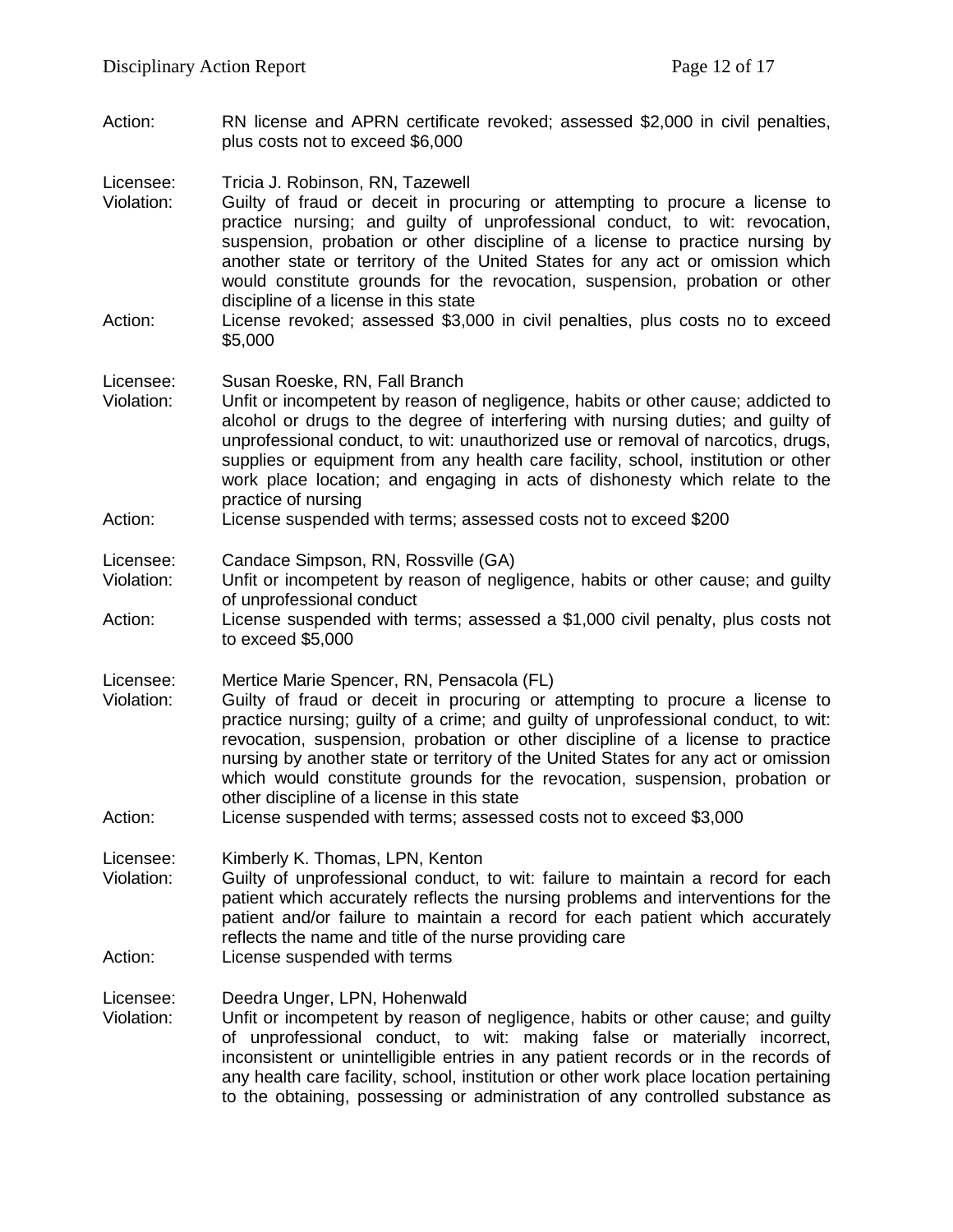Action: RN license and APRN certificate revoked; assessed $2,000 in civil penalties, plus costs not to exceed $6,000

Licensee: Tricia J. Robinson, RN, Tazewell
Violation: Guilty of fraud or deceit in procuring or attempting to procure a license to practice nursing; and guilty of unprofessional conduct, to wit: revocation, suspension, probation or other discipline of a license to practice nursing by another state or territory of the United States for any act or omission which would constitute grounds for the revocation, suspension, probation or other discipline of a license in this state
Action: License revoked; assessed $3,000 in civil penalties, plus costs no to exceed $5,000

Licensee: Susan Roeske, RN, Fall Branch
Violation: Unfit or incompetent by reason of negligence, habits or other cause; addicted to alcohol or drugs to the degree of interfering with nursing duties; and guilty of unprofessional conduct, to wit: unauthorized use or removal of narcotics, drugs, supplies or equipment from any health care facility, school, institution or other work place location; and engaging in acts of dishonesty which relate to the practice of nursing
Action: License suspended with terms; assessed costs not to exceed $200

Licensee: Candace Simpson, RN, Rossville (GA)
Violation: Unfit or incompetent by reason of negligence, habits or other cause; and guilty of unprofessional conduct
Action: License suspended with terms; assessed a $1,000 civil penalty, plus costs not to exceed $5,000

Licensee: Mertice Marie Spencer, RN, Pensacola (FL)
Violation: Guilty of fraud or deceit in procuring or attempting to procure a license to practice nursing; guilty of a crime; and guilty of unprofessional conduct, to wit: revocation, suspension, probation or other discipline of a license to practice nursing by another state or territory of the United States for any act or omission which would constitute grounds for the revocation, suspension, probation or other discipline of a license in this state
Action: License suspended with terms; assessed costs not to exceed $3,000

Licensee: Kimberly K. Thomas, LPN, Kenton
Violation: Guilty of unprofessional conduct, to wit: failure to maintain a record for each patient which accurately reflects the nursing problems and interventions for the patient and/or failure to maintain a record for each patient which accurately reflects the name and title of the nurse providing care
Action: License suspended with terms

Licensee: Deedra Unger, LPN, Hohenwald
Violation: Unfit or incompetent by reason of negligence, habits or other cause; and guilty of unprofessional conduct, to wit: making false or materially incorrect, inconsistent or unintelligible entries in any patient records or in the records of any health care facility, school, institution or other work place location pertaining to the obtaining, possessing or administration of any controlled substance as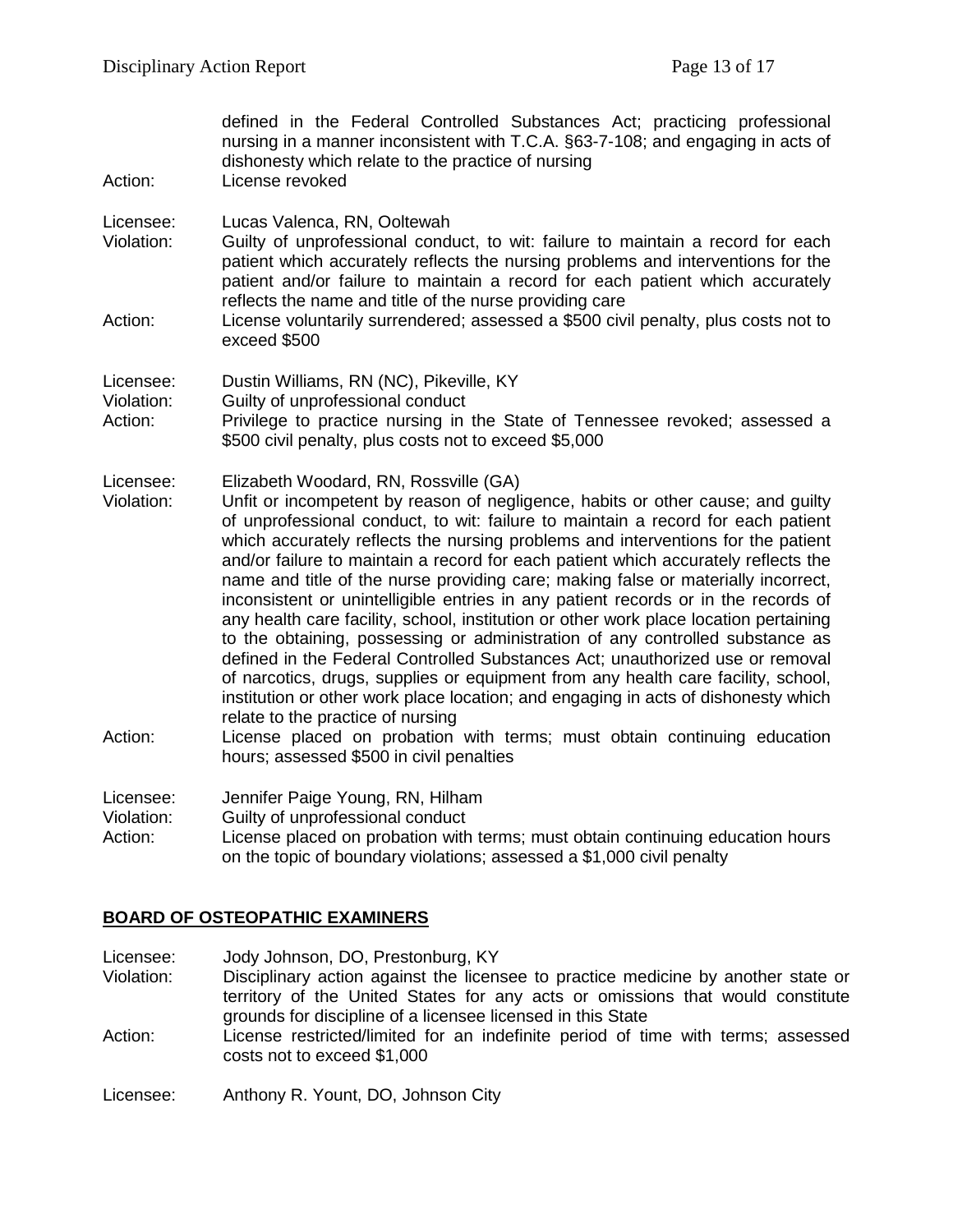defined in the Federal Controlled Substances Act; practicing professional nursing in a manner inconsistent with T.C.A. §63-7-108; and engaging in acts of dishonesty which relate to the practice of nursing

Action: License revoked

Licensee: Lucas Valenca, RN, Ooltewah

Violation: Guilty of unprofessional conduct, to wit: failure to maintain a record for each patient which accurately reflects the nursing problems and interventions for the patient and/or failure to maintain a record for each patient which accurately reflects the name and title of the nurse providing care

Action: License voluntarily surrendered; assessed a $500 civil penalty, plus costs not to exceed $500

Licensee: Dustin Williams, RN (NC), Pikeville, KY

Violation: Guilty of unprofessional conduct

Action: Privilege to practice nursing in the State of Tennessee revoked; assessed a $500 civil penalty, plus costs not to exceed $5,000

Licensee: Elizabeth Woodard, RN, Rossville (GA)

Violation: Unfit or incompetent by reason of negligence, habits or other cause; and guilty of unprofessional conduct, to wit: failure to maintain a record for each patient which accurately reflects the nursing problems and interventions for the patient and/or failure to maintain a record for each patient which accurately reflects the name and title of the nurse providing care; making false or materially incorrect, inconsistent or unintelligible entries in any patient records or in the records of any health care facility, school, institution or other work place location pertaining to the obtaining, possessing or administration of any controlled substance as defined in the Federal Controlled Substances Act; unauthorized use or removal of narcotics, drugs, supplies or equipment from any health care facility, school, institution or other work place location; and engaging in acts of dishonesty which relate to the practice of nursing

Action: License placed on probation with terms; must obtain continuing education hours; assessed $500 in civil penalties

Licensee: Jennifer Paige Young, RN, Hilham

Violation: Guilty of unprofessional conduct

Action: License placed on probation with terms; must obtain continuing education hours on the topic of boundary violations; assessed a $1,000 civil penalty

## BOARD OF OSTEOPATHIC EXAMINERS

Licensee: Jody Johnson, DO, Prestonburg, KY

Violation: Disciplinary action against the licensee to practice medicine by another state or territory of the United States for any acts or omissions that would constitute grounds for discipline of a licensee licensed in this State

Action: License restricted/limited for an indefinite period of time with terms; assessed costs not to exceed $1,000

Licensee: Anthony R. Yount, DO, Johnson City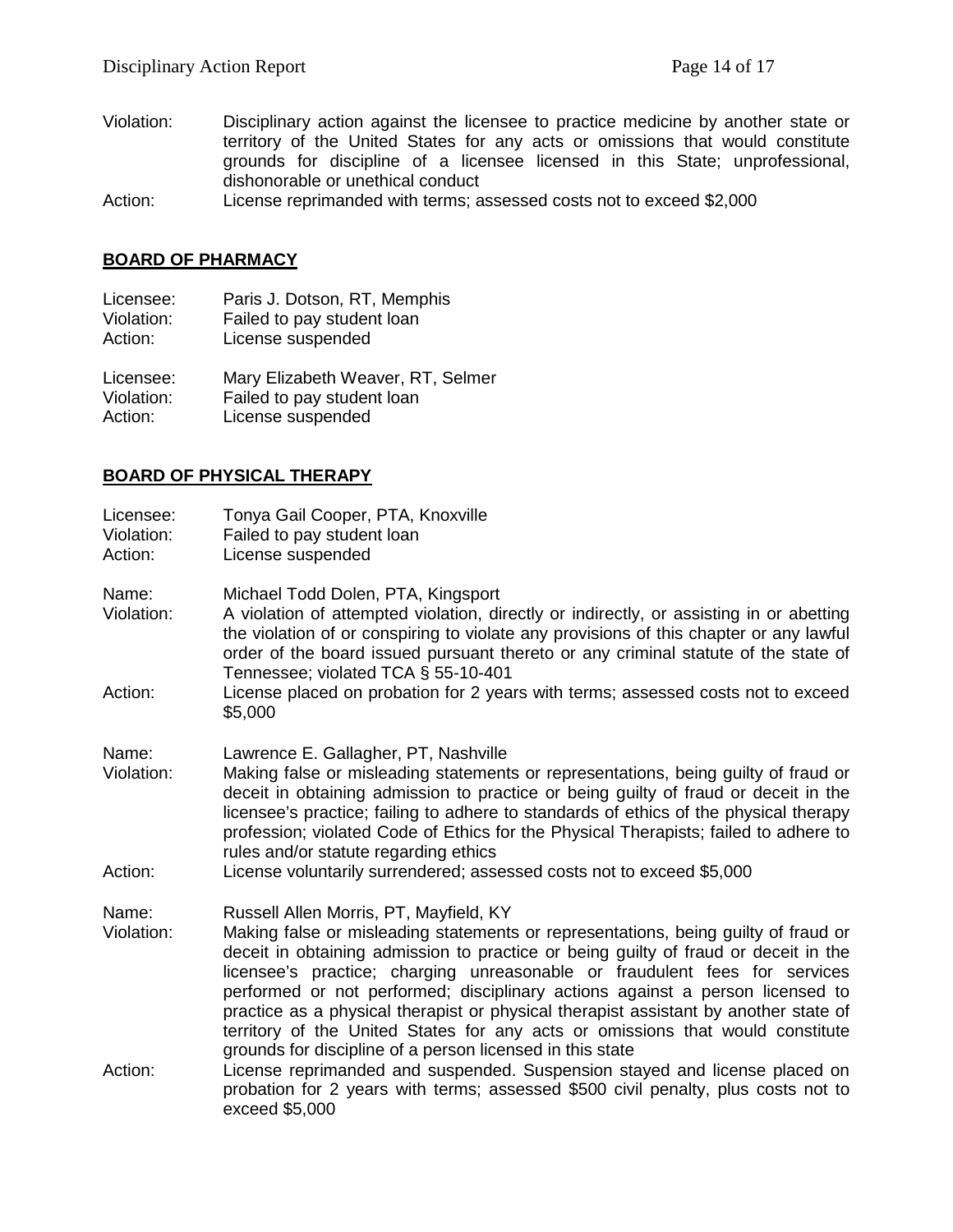Violation: Disciplinary action against the licensee to practice medicine by another state or territory of the United States for any acts or omissions that would constitute grounds for discipline of a licensee licensed in this State; unprofessional, dishonorable or unethical conduct
Action: License reprimanded with terms; assessed costs not to exceed $2,000

## BOARD OF PHARMACY

Licensee: Paris J. Dotson, RT, Memphis
Violation: Failed to pay student loan
Action: License suspended

Licensee: Mary Elizabeth Weaver, RT, Selmer
Violation: Failed to pay student loan
Action: License suspended

## BOARD OF PHYSICAL THERAPY

Licensee: Tonya Gail Cooper, PTA, Knoxville
Violation: Failed to pay student loan
Action: License suspended

Name: Michael Todd Dolen, PTA, Kingsport
Violation: A violation of attempted violation, directly or indirectly, or assisting in or abetting the violation of or conspiring to violate any provisions of this chapter or any lawful order of the board issued pursuant thereto or any criminal statute of the state of Tennessee; violated TCA § 55-10-401
Action: License placed on probation for 2 years with terms; assessed costs not to exceed $5,000

Name: Lawrence E. Gallagher, PT, Nashville
Violation: Making false or misleading statements or representations, being guilty of fraud or deceit in obtaining admission to practice or being guilty of fraud or deceit in the licensee's practice; failing to adhere to standards of ethics of the physical therapy profession; violated Code of Ethics for the Physical Therapists; failed to adhere to rules and/or statute regarding ethics
Action: License voluntarily surrendered; assessed costs not to exceed $5,000

Name: Russell Allen Morris, PT, Mayfield, KY
Violation: Making false or misleading statements or representations, being guilty of fraud or deceit in obtaining admission to practice or being guilty of fraud or deceit in the licensee's practice; charging unreasonable or fraudulent fees for services performed or not performed; disciplinary actions against a person licensed to practice as a physical therapist or physical therapist assistant by another state of territory of the United States for any acts or omissions that would constitute grounds for discipline of a person licensed in this state
Action: License reprimanded and suspended. Suspension stayed and license placed on probation for 2 years with terms; assessed $500 civil penalty, plus costs not to exceed $5,000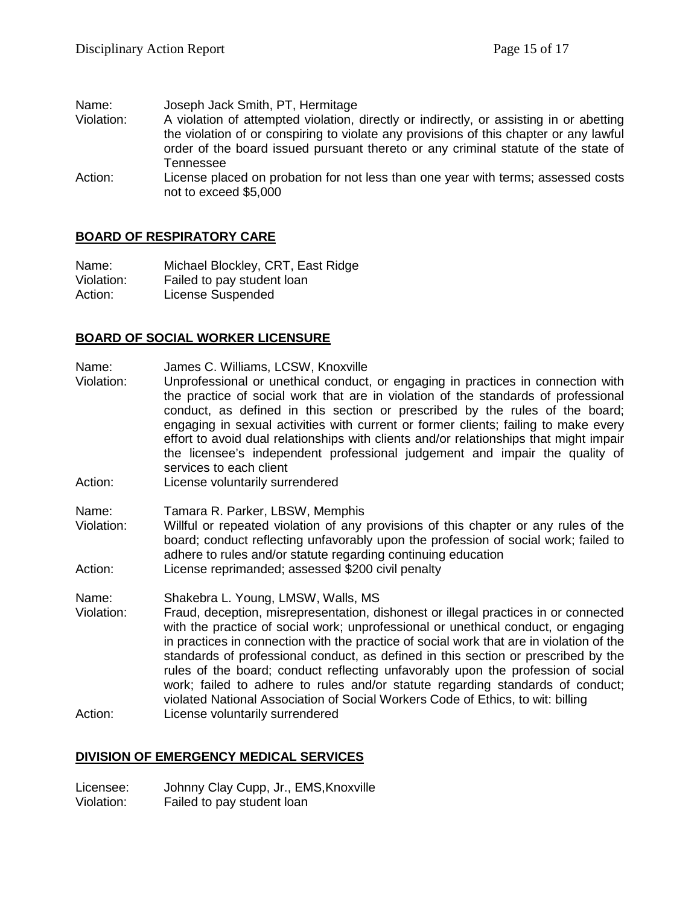Name: Joseph Jack Smith, PT, Hermitage
Violation: A violation of attempted violation, directly or indirectly, or assisting in or abetting the violation of or conspiring to violate any provisions of this chapter or any lawful order of the board issued pursuant thereto or any criminal statute of the state of Tennessee
Action: License placed on probation for not less than one year with terms; assessed costs not to exceed $5,000

**BOARD OF RESPIRATORY CARE**

Name: Michael Blockley, CRT, East Ridge
Violation: Failed to pay student loan
Action: License Suspended

**BOARD OF SOCIAL WORKER LICENSURE**

Name: James C. Williams, LCSW, Knoxville
Violation: Unprofessional or unethical conduct, or engaging in practices in connection with the practice of social work that are in violation of the standards of professional conduct, as defined in this section or prescribed by the rules of the board; engaging in sexual activities with current or former clients; failing to make every effort to avoid dual relationships with clients and/or relationships that might impair the licensee's independent professional judgement and impair the quality of services to each client
Action: License voluntarily surrendered

Name: Tamara R. Parker, LBSW, Memphis
Violation: Willful or repeated violation of any provisions of this chapter or any rules of the board; conduct reflecting unfavorably upon the profession of social work; failed to adhere to rules and/or statute regarding continuing education
Action: License reprimanded; assessed $200 civil penalty

Name: Shakebra L. Young, LMSW, Walls, MS
Violation: Fraud, deception, misrepresentation, dishonest or illegal practices in or connected with the practice of social work; unprofessional or unethical conduct, or engaging in practices in connection with the practice of social work that are in violation of the standards of professional conduct, as defined in this section or prescribed by the rules of the board; conduct reflecting unfavorably upon the profession of social work; failed to adhere to rules and/or statute regarding standards of conduct; violated National Association of Social Workers Code of Ethics, to wit: billing
Action: License voluntarily surrendered

**DIVISION OF EMERGENCY MEDICAL SERVICES**

Licensee: Johnny Clay Cupp, Jr., EMS,Knoxville
Violation: Failed to pay student loan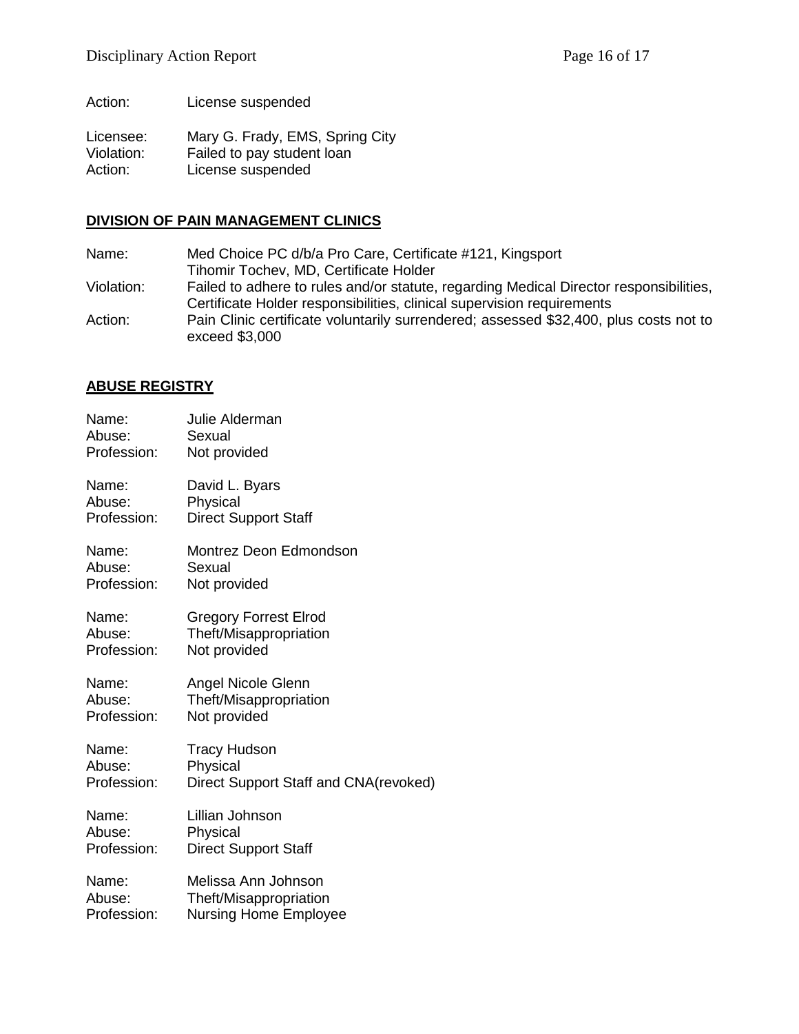Action: License suspended

Licensee: Mary G. Frady, EMS, Spring City
Violation: Failed to pay student loan
Action: License suspended

## DIVISION OF PAIN MANAGEMENT CLINICS

Name: Med Choice PC d/b/a Pro Care, Certificate #121, Kingsport
Tihomir Tochev, MD, Certificate Holder
Violation: Failed to adhere to rules and/or statute, regarding Medical Director responsibilities, Certificate Holder responsibilities, clinical supervision requirements
Action: Pain Clinic certificate voluntarily surrendered; assessed $32,400, plus costs not to exceed $3,000

## ABUSE REGISTRY

Name: Julie Alderman
Abuse: Sexual
Profession: Not provided

Name: David L. Byars
Abuse: Physical
Profession: Direct Support Staff

Name: Montrez Deon Edmondson
Abuse: Sexual
Profession: Not provided

Name: Gregory Forrest Elrod
Abuse: Theft/Misappropriation
Profession: Not provided

Name: Angel Nicole Glenn
Abuse: Theft/Misappropriation
Profession: Not provided

Name: Tracy Hudson
Abuse: Physical
Profession: Direct Support Staff and CNA(revoked)

Name: Lillian Johnson
Abuse: Physical
Profession: Direct Support Staff

Name: Melissa Ann Johnson
Abuse: Theft/Misappropriation
Profession: Nursing Home Employee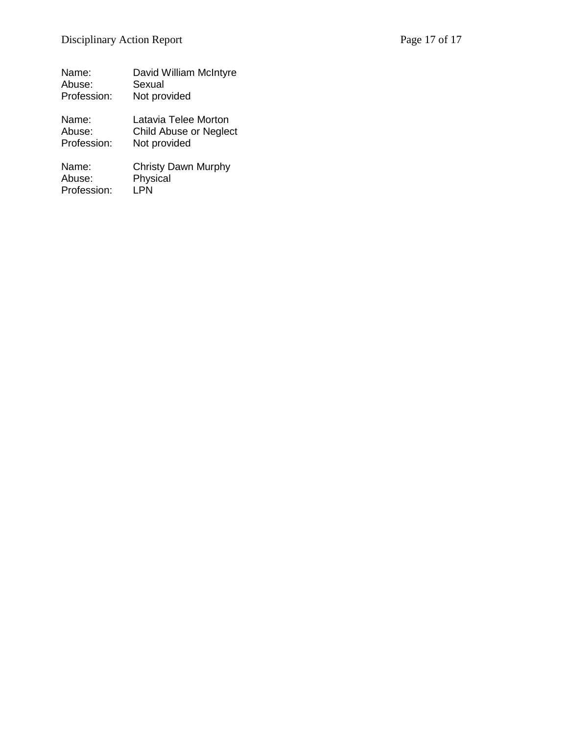Name: David William McIntyre
Abuse: Sexual
Profession: Not provided

Name: Latavia Telee Morton
Abuse: Child Abuse or Neglect
Profession: Not provided

Name: Christy Dawn Murphy
Abuse: Physical
Profession: LPN